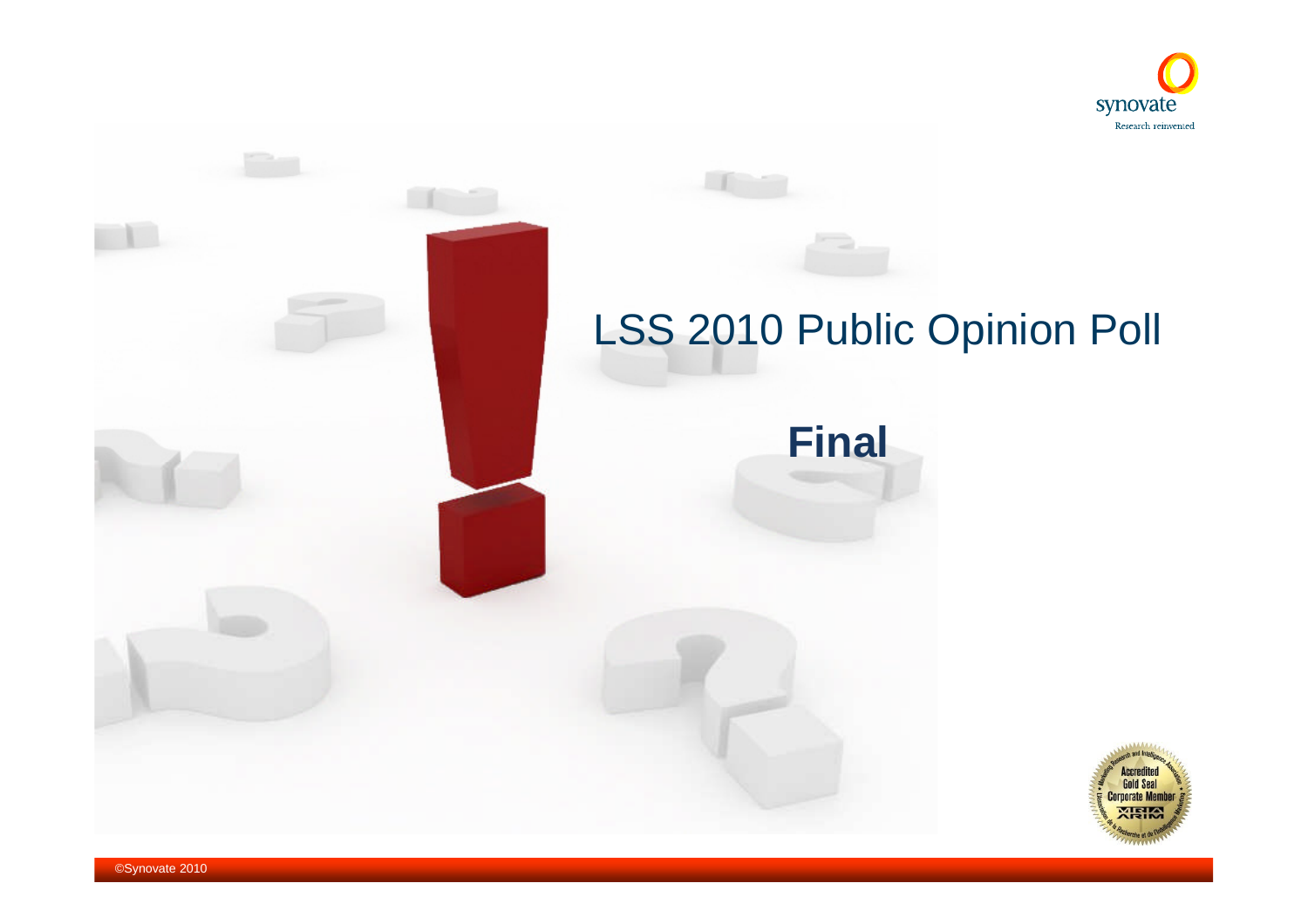# LSS 2010 Public Opinion Poll

**Final**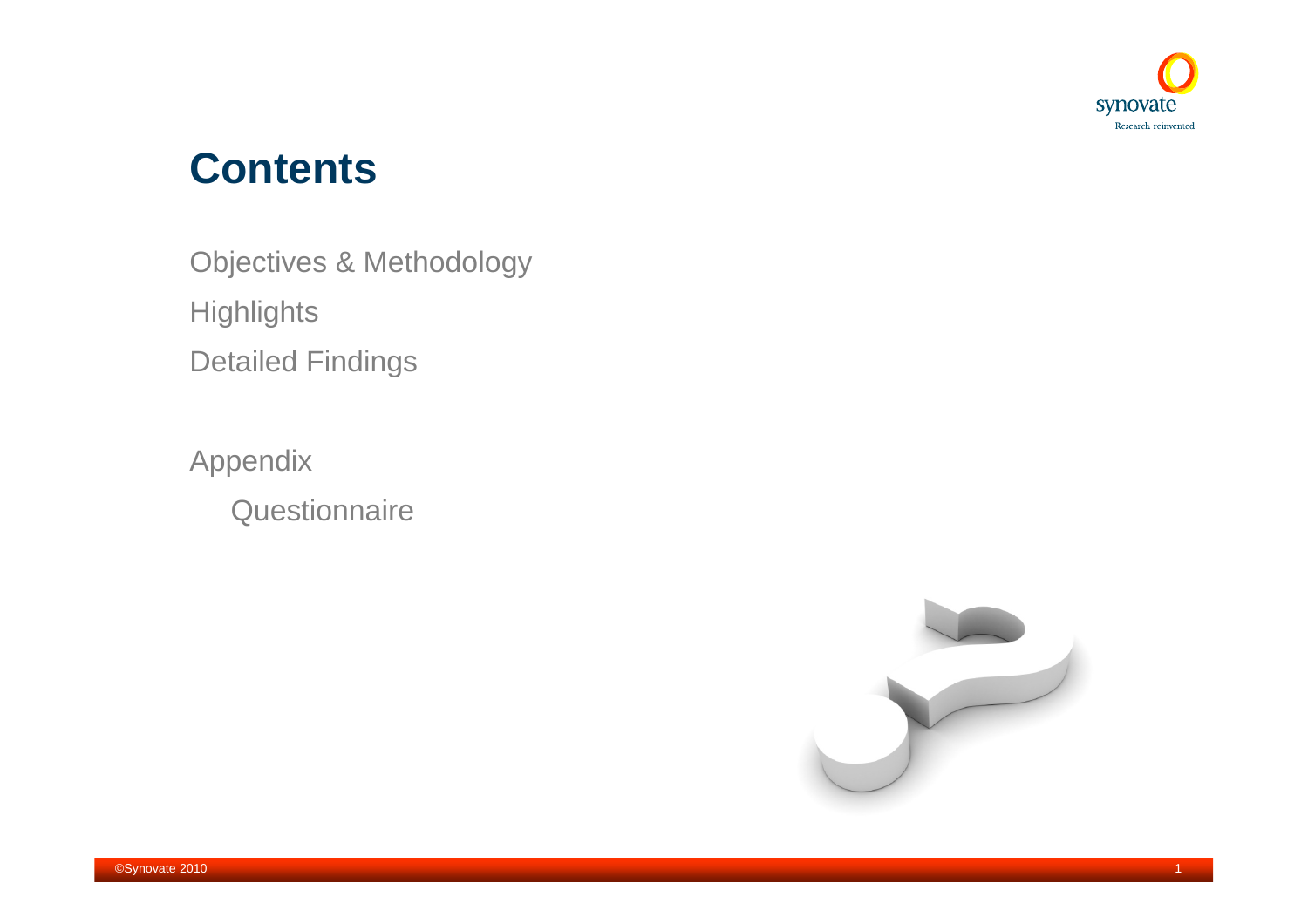# Contents

Objectives & Methodology

Highlights

Detailed Findings

Appendix

- Questionnaire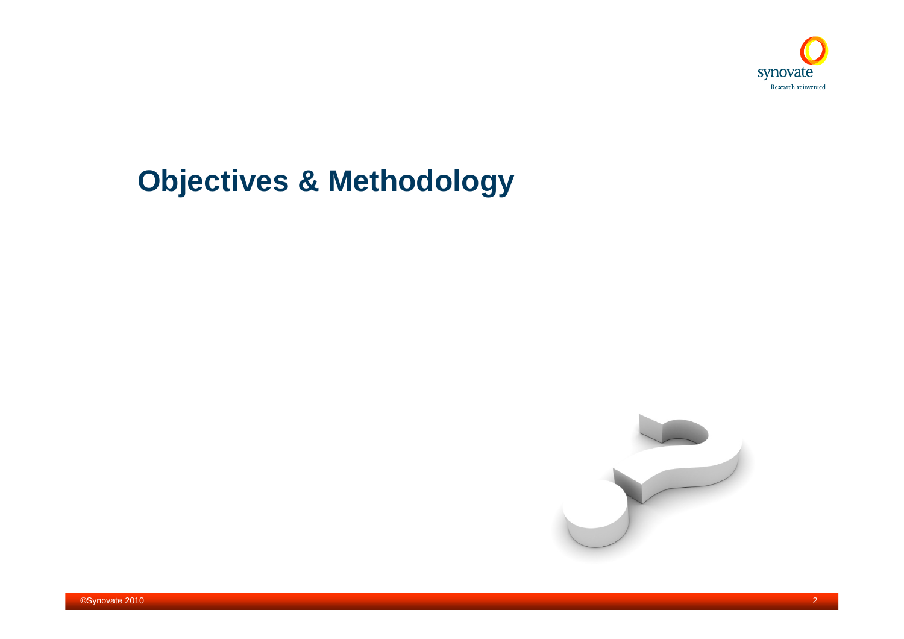# Objectives & Methodology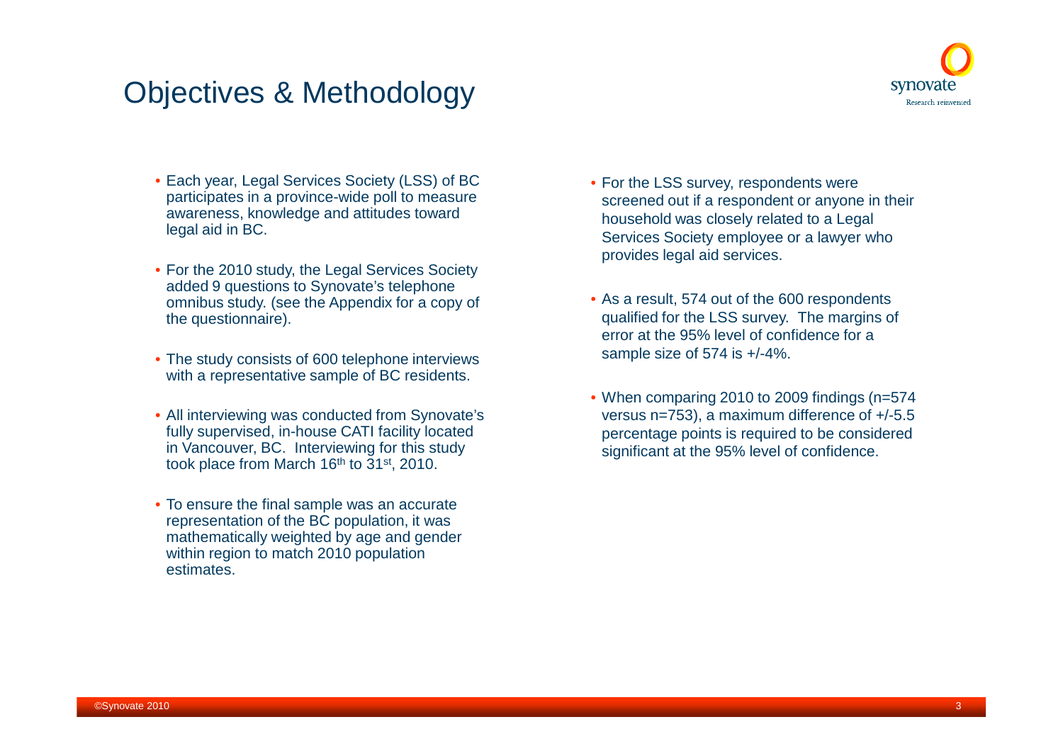# Objectives & Methodology

- Each year, Legal Services Society (LSS) of BC participates in a province-wide poll to measure awareness, knowledge and attitudes toward legal aid in BC.
- For the 2010 study, the Legal Services Society added 9 questions to Synovate's telephone omnibus study. (see the Appendix for a copy of the questionnaire).
- The study consists of 600 telephone interviews with a representative sample of BC residents.
- All interviewing was conducted from Synovate's fully supervised, in-house CATI facility located in Vancouver, BC. Interviewing for this study took place from March 16th to 31st, 2010.
- To ensure the final sample was an accurate representation of the BC population, it was mathematically weighted by age and gender within region to match 2010 population estimates.
- For the LSS survey, respondents were screened out if a respondent or anyone in their household was closely related to a Legal Services Society employee or a lawyer who provides legal aid services.
- As a result, 574 out of the 600 respondents qualified for the LSS survey. The margins of error at the 95% level of confidence for a sample size of 574 is +/-4%.
- When comparing 2010 to 2009 findings (n=574 versus n=753), a maximum difference of +/-5.5 percentage points is required to be considered significant at the 95% level of confidence.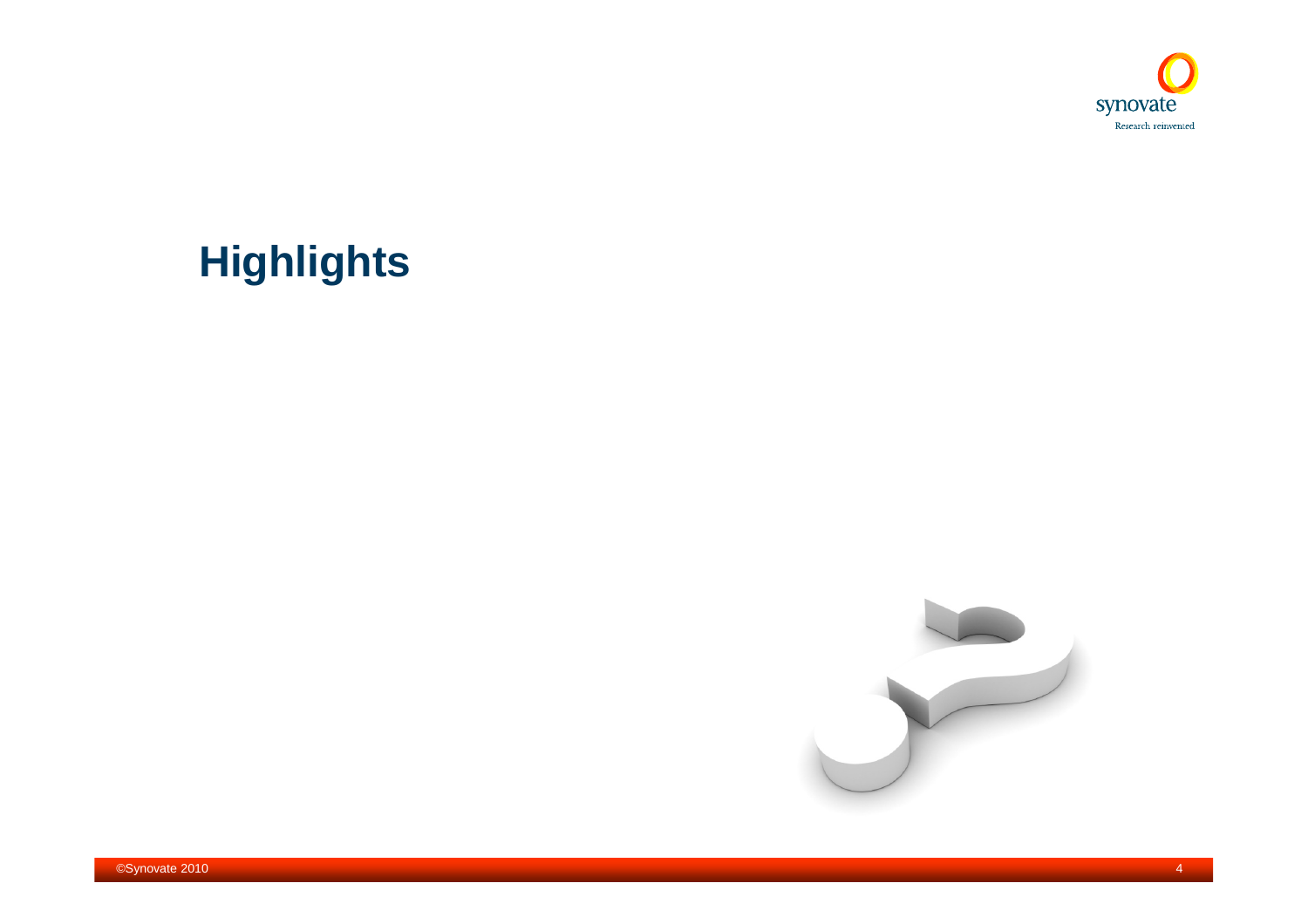# Highlights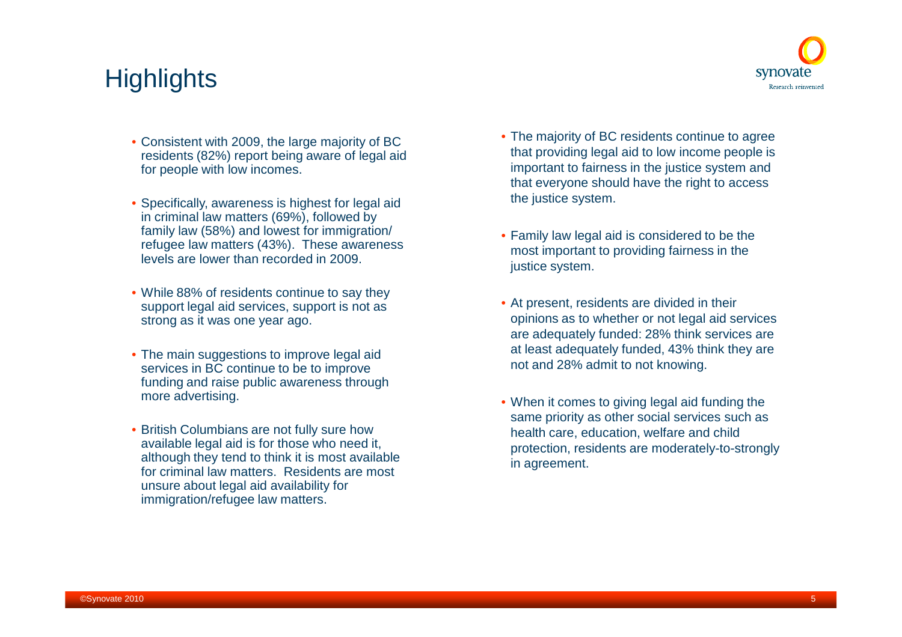# Highlights

- Consistent with 2009, the large majority of BC residents (82%) report being aware of legal aid for people with low incomes.
- Specifically, awareness is highest for legal aid in criminal law matters (69%), followed by family law (58%) and lowest for immigration/ refugee law matters (43%). These awareness levels are lower than recorded in 2009.
- While 88% of residents continue to say they support legal aid services, support is not as strong as it was one year ago.
- The main suggestions to improve legal aid services in BC continue to be to improve funding and raise public awareness through more advertising.
- British Columbians are not fully sure how available legal aid is for those who need it, although they tend to think it is most available for criminal law matters. Residents are most unsure about legal aid availability for immigration/refugee law matters.
- The majority of BC residents continue to agree that providing legal aid to low income people is important to fairness in the justice system and that everyone should have the right to access the justice system.
- Family law legal aid is considered to be the most important to providing fairness in the justice system.
- At present, residents are divided in their opinions as to whether or not legal aid services are adequately funded: 28% think services are at least adequately funded, 43% think they are not and 28% admit to not knowing.
- When it comes to giving legal aid funding the same priority as other social services such as health care, education, welfare and child protection, residents are moderately-to-strongly in agreement.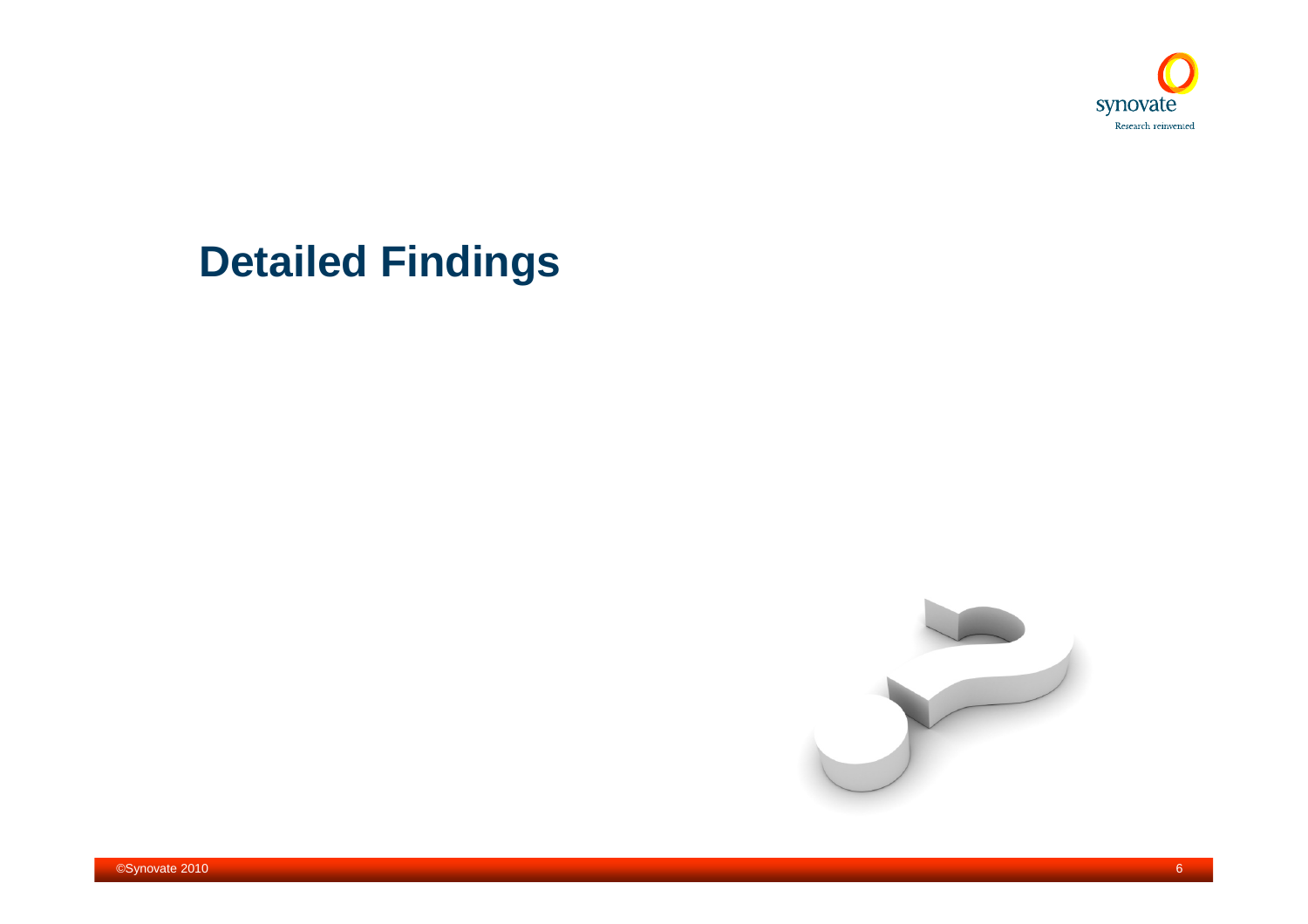# Detailed Findings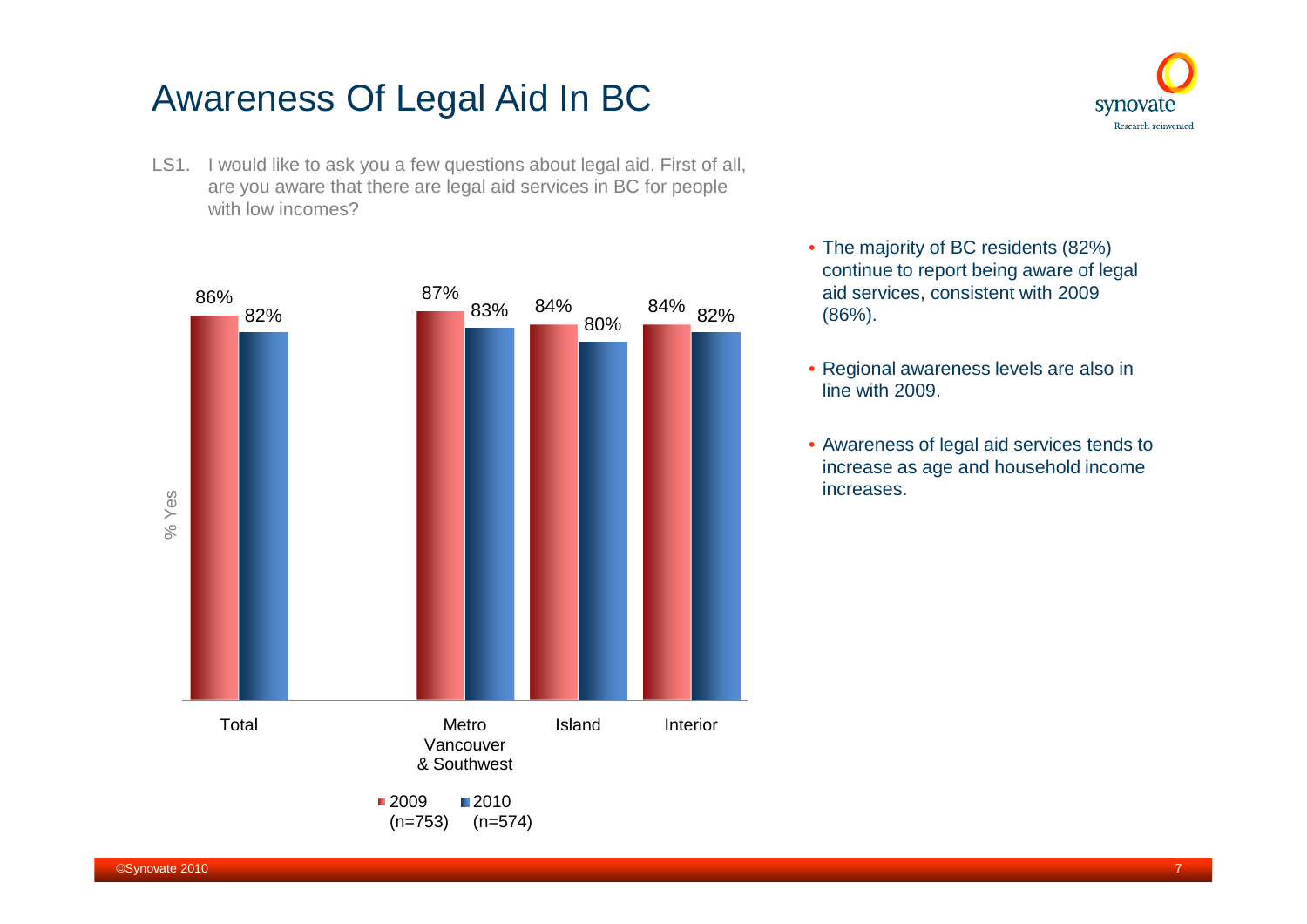# Awareness Of Legal Aid In BC

LS1. I would like to ask you a few questions about legal aid. First of all, are you aware that there are legal aid services in BC for people with low incomes?

| % Yes | Total | Metro Vancouver & Southwest | Island | Interior |
|---|---|---|---|---|
| 2009 (n=753) | 86% | 87% | 84% | 84% |
| 2010 (n=574) | 82% | 83% | 80% | 82% |

- The majority of BC residents (82%) continue to report being aware of legal aid services, consistent with 2009 (86%).
- Regional awareness levels are also in line with 2009.
- Awareness of legal aid services tends to increase as age and household income increases.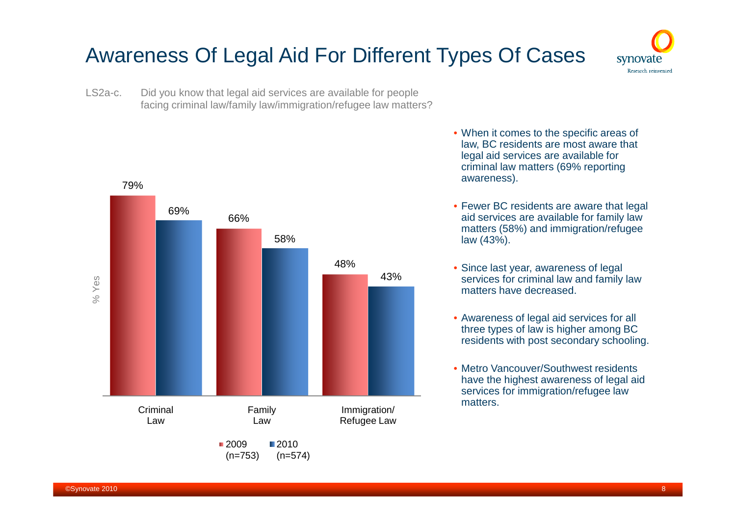# Awareness Of Legal Aid For Different Types Of Cases

LS2a-c. Did you know that legal aid services are available for people facing criminal law/family law/immigration/refugee law matters?

| % Yes | 2009 (n=753) | 2010 (n=574) |
|---|---|---|
| Criminal Law | 79% | 69% |
| Family Law | 66% | 58% |
| Immigration/ Refugee Law | 48% | 43% |

- When it comes to the specific areas of law, BC residents are most aware that legal aid services are available for criminal law matters (69% reporting awareness).
- Fewer BC residents are aware that legal aid services are available for family law matters (58%) and immigration/refugee law (43%).
- Since last year, awareness of legal services for criminal law and family law matters have decreased.
- Awareness of legal aid services for all three types of law is higher among BC residents with post secondary schooling.
- Metro Vancouver/Southwest residents have the highest awareness of legal aid services for immigration/refugee law matters.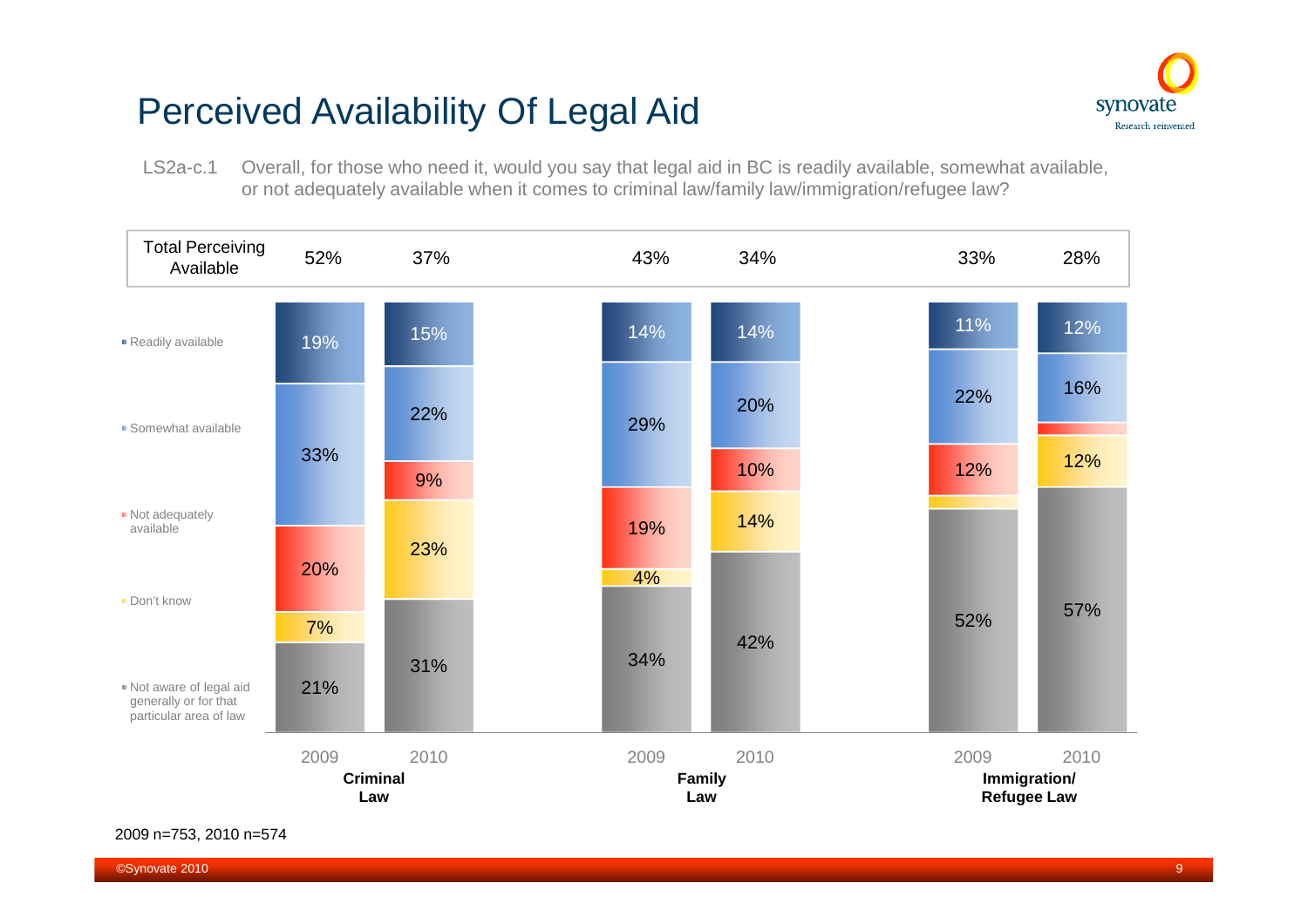# Perceived Availability Of Legal Aid

LS2a-c.1 Overall, for those who need it, would you say that legal aid in BC is readily available, somewhat available, or not adequately available when it comes to criminal law/family law/immigration/refugee law?

| | Criminal Law 2009 | Criminal Law 2010 | Family Law 2009 | Family Law 2010 | Immigration/ Refugee Law 2009 | Immigration/ Refugee Law 2010 |
|---|---|---|---|---|---|---|
| Total Perceiving Available | 52% | 37% | 43% | 34% | 33% | 28% |
| Readily available | 19% | 15% | 14% | 14% | 11% | 12% |
| Somewhat available | 33% | 22% | 29% | 20% | 22% | 16% |
| Not adequately available | 20% | 9% | 19% | 10% | 12% | |
| Don't know | 7% | 23% | 4% | 14% | | 12% |
| Not aware of legal aid generally or for that particular area of law | 21% | 31% | 34% | 42% | 52% | 57% |

2009 n=753, 2010 n=574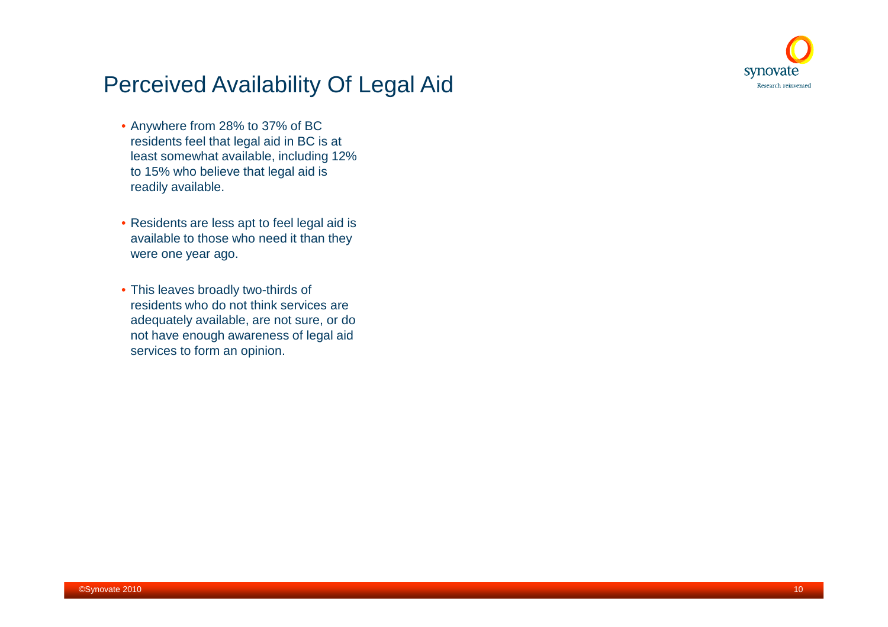# Perceived Availability Of Legal Aid

- Anywhere from 28% to 37% of BC residents feel that legal aid in BC is at least somewhat available, including 12% to 15% who believe that legal aid is readily available.
- Residents are less apt to feel legal aid is available to those who need it than they were one year ago.
- This leaves broadly two-thirds of residents who do not think services are adequately available, are not sure, or do not have enough awareness of legal aid services to form an opinion.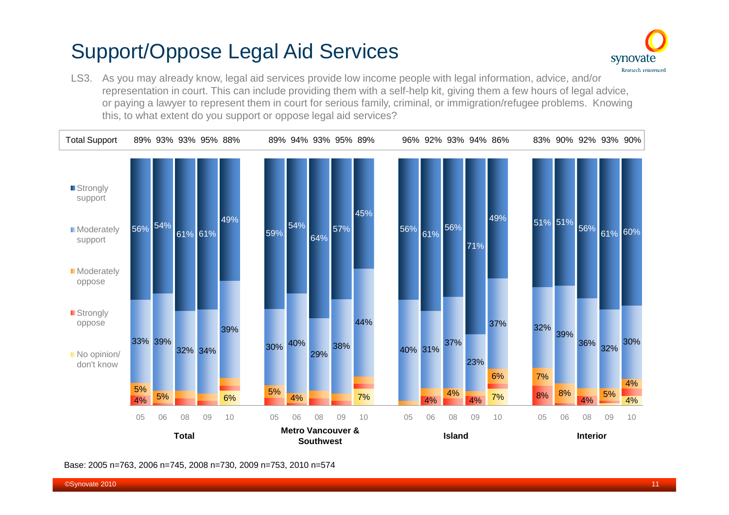# Support/Oppose Legal Aid Services

LS3. As you may already know, legal aid services provide low income people with legal information, advice, and/or representation in court. This can include providing them with a self-help kit, giving them a few hours of legal advice, or paying a lawyer to represent them in court for serious family, criminal, or immigration/refugee problems. Knowing this, to what extent do you support or oppose legal aid services?

| | Total | | | | | Metro Vancouver & Southwest | | | | | Island | | | | | Interior | | | | |
|---|---|---|---|---|---|---|---|---|---|---|---|---|---|---|---|---|---|---|---|---|
| | 05 | 06 | 08 | 09 | 10 | 05 | 06 | 08 | 09 | 10 | 05 | 06 | 08 | 09 | 10 | 05 | 06 | 08 | 09 | 10 |
| Total Support | 89% | 93% | 93% | 95% | 88% | 89% | 94% | 93% | 95% | 89% | 96% | 92% | 93% | 94% | 86% | 83% | 90% | 92% | 93% | 90% |
| Strongly support | 56% | 54% | 61% | 61% | 49% | 59% | 54% | 64% | 57% | 45% | 56% | 61% | 56% | 71% | 49% | 51% | 51% | 56% | 61% | 60% |
| Moderately support | 33% | 39% | 32% | 34% | 39% | 30% | 40% | 29% | 38% | 44% | 40% | 31% | 37% | 23% | 37% | 32% | 39% | 36% | 32% | 30% |
| Moderately oppose | 5% | 5% | | | | 5% | 4% | | | | | | 4% | | 6% | 7% | 8% | | 5% | 4% |
| Strongly oppose | 4% | | | | | | | | | | | 4% | | 4% | | 8% | | 4% | | |
| No opinion/ don't know | | | | | 6% | | | | | 7% | | | | | 7% | | | | | 4% |

Base: 2005 n=763, 2006 n=745, 2008 n=730, 2009 n=753, 2010 n=574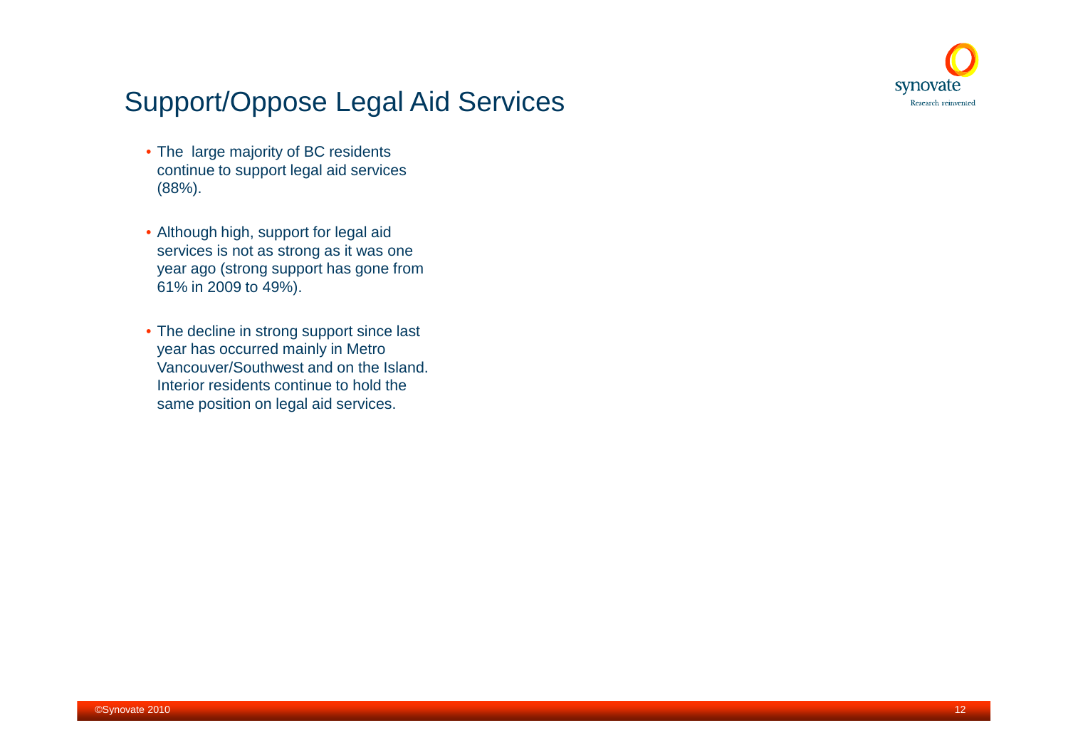# Support/Oppose Legal Aid Services

- The  large majority of BC residents continue to support legal aid services (88%).
- Although high, support for legal aid services is not as strong as it was one year ago (strong support has gone from 61% in 2009 to 49%).
- The decline in strong support since last year has occurred mainly in Metro Vancouver/Southwest and on the Island. Interior residents continue to hold the same position on legal aid services.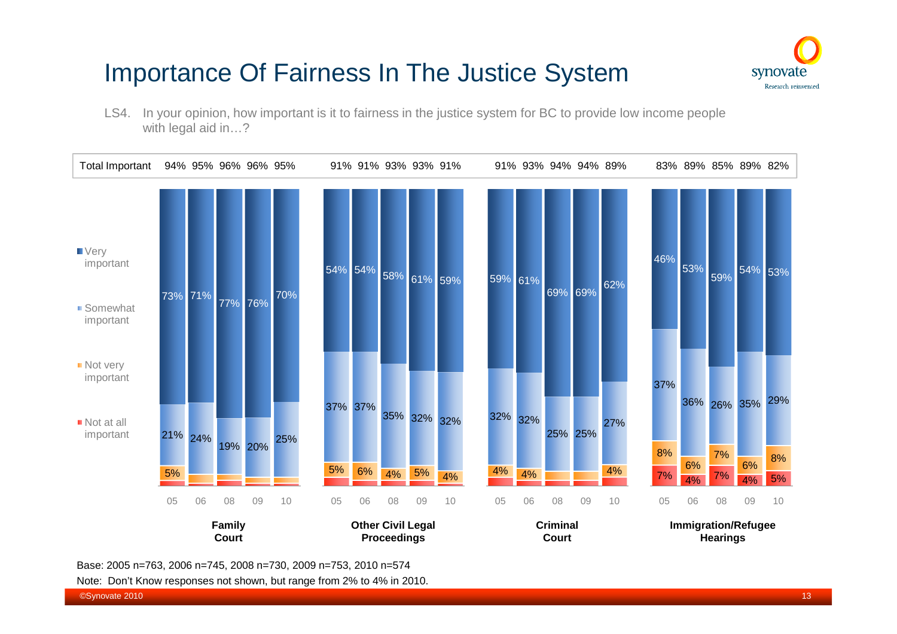# Importance Of Fairness In The Justice System

LS4. In your opinion, how important is it to fairness in the justice system for BC to provide low income people with legal aid in…?

| | Family Court | | | | | Other Civil Legal Proceedings | | | | | Criminal Court | | | | | Immigration/Refugee Hearings | | | | |
|---|---|---|---|---|---|---|---|---|---|---|---|---|---|---|---|---|---|---|---|---|
| | 05 | 06 | 08 | 09 | 10 | 05 | 06 | 08 | 09 | 10 | 05 | 06 | 08 | 09 | 10 | 05 | 06 | 08 | 09 | 10 |
| Total Important | 94% | 95% | 96% | 96% | 95% | 91% | 91% | 93% | 93% | 91% | 91% | 93% | 94% | 94% | 89% | 83% | 89% | 85% | 89% | 82% |
| Very important | 73% | 71% | 77% | 76% | 70% | 54% | 54% | 58% | 61% | 59% | 59% | 61% | 69% | 69% | 62% | 46% | 53% | 59% | 54% | 53% |
| Somewhat important | 21% | 24% | 19% | 20% | 25% | 37% | 37% | 35% | 32% | 32% | 32% | 32% | 25% | 25% | 27% | 37% | 36% | 26% | 35% | 29% |
| Not very important | 5% | | | | | 5% | 6% | 4% | 5% | 4% | 4% | 4% | | | 4% | 8% | 6% | 7% | 6% | 8% |
| Not at all important | | | | | | | | | | | | | | | | 7% | 4% | 7% | 4% | 5% |

Base: 2005 n=763, 2006 n=745, 2008 n=730, 2009 n=753, 2010 n=574

Note: Don't Know responses not shown, but range from 2% to 4% in 2010.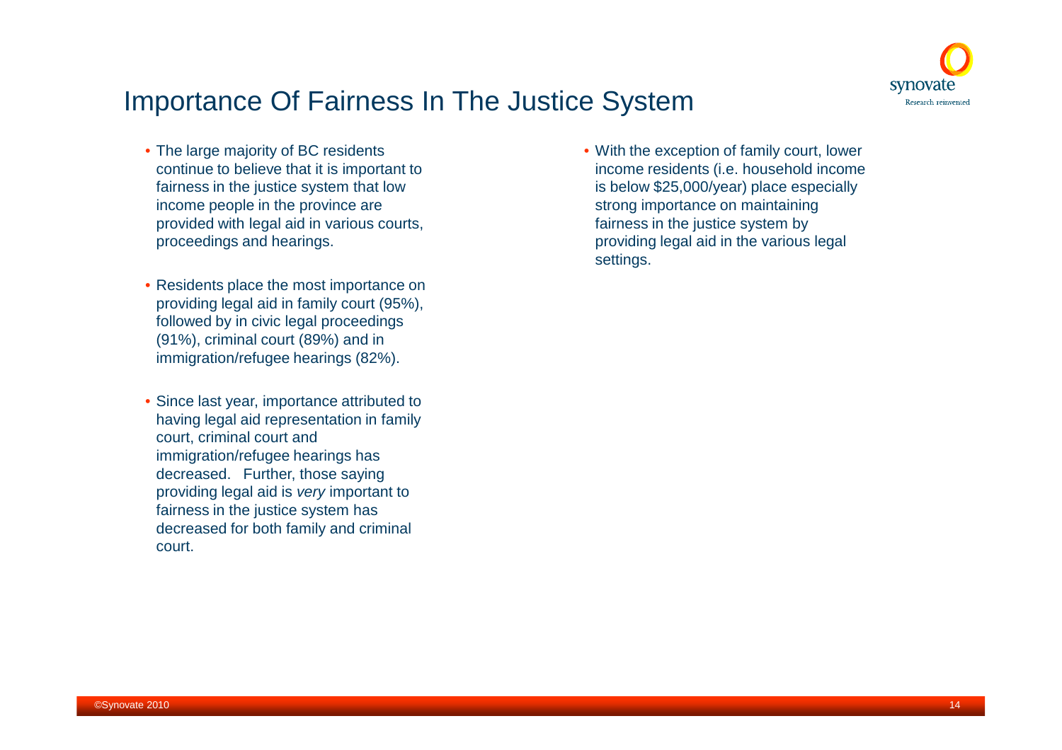# Importance Of Fairness In The Justice System

- The large majority of BC residents continue to believe that it is important to fairness in the justice system that low income people in the province are provided with legal aid in various courts, proceedings and hearings.
- Residents place the most importance on providing legal aid in family court (95%), followed by in civic legal proceedings (91%), criminal court (89%) and in immigration/refugee hearings (82%).
- Since last year, importance attributed to having legal aid representation in family court, criminal court and immigration/refugee hearings has decreased. Further, those saying providing legal aid is *very* important to fairness in the justice system has decreased for both family and criminal court.
- With the exception of family court, lower income residents (i.e. household income is below $25,000/year) place especially strong importance on maintaining fairness in the justice system by providing legal aid in the various legal settings.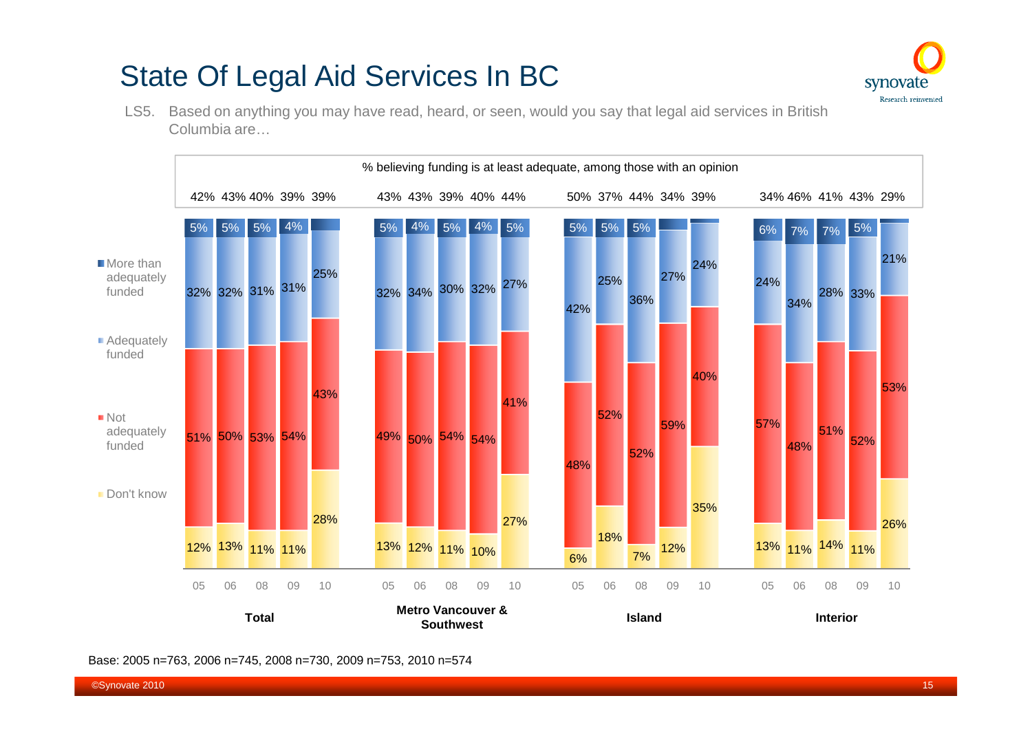# State Of Legal Aid Services In BC

LS5. Based on anything you may have read, heard, or seen, would you say that legal aid services in British Columbia are…

% believing funding is at least adequate, among those with an opinion

| | Total | | | | | Metro Vancouver & Southwest | | | | | Island | | | | | Interior | | | | |
|---|---|---|---|---|---|---|---|---|---|---|---|---|---|---|---|---|---|---|---|---|
| | 05 | 06 | 08 | 09 | 10 | 05 | 06 | 08 | 09 | 10 | 05 | 06 | 08 | 09 | 10 | 05 | 06 | 08 | 09 | 10 |
| % at least adequate (among those with an opinion) | 42% | 43% | 40% | 39% | 39% | 43% | 43% | 39% | 40% | 44% | 50% | 37% | 44% | 34% | 39% | 34% | 46% | 41% | 43% | 29% |
| More than adequately funded | 5% | 5% | 5% | 4% | | 5% | 4% | 5% | 4% | 5% | 5% | 5% | 5% | | | 6% | 7% | 7% | 5% | |
| Adequately funded | 32% | 32% | 31% | 31% | 25% | 32% | 34% | 30% | 32% | 27% | 42% | 25% | 36% | 27% | 24% | 24% | 34% | 28% | 33% | 21% |
| Not adequately funded | 51% | 50% | 53% | 54% | 43% | 49% | 50% | 54% | 54% | 41% | 48% | 52% | 52% | 59% | 40% | 57% | 48% | 51% | 52% | 53% |
| Don't know | 12% | 13% | 11% | 11% | 28% | 13% | 12% | 11% | 10% | 27% | 6% | 18% | 7% | 12% | 35% | 13% | 11% | 14% | 11% | 26% |

Base: 2005 n=763, 2006 n=745, 2008 n=730, 2009 n=753, 2010 n=574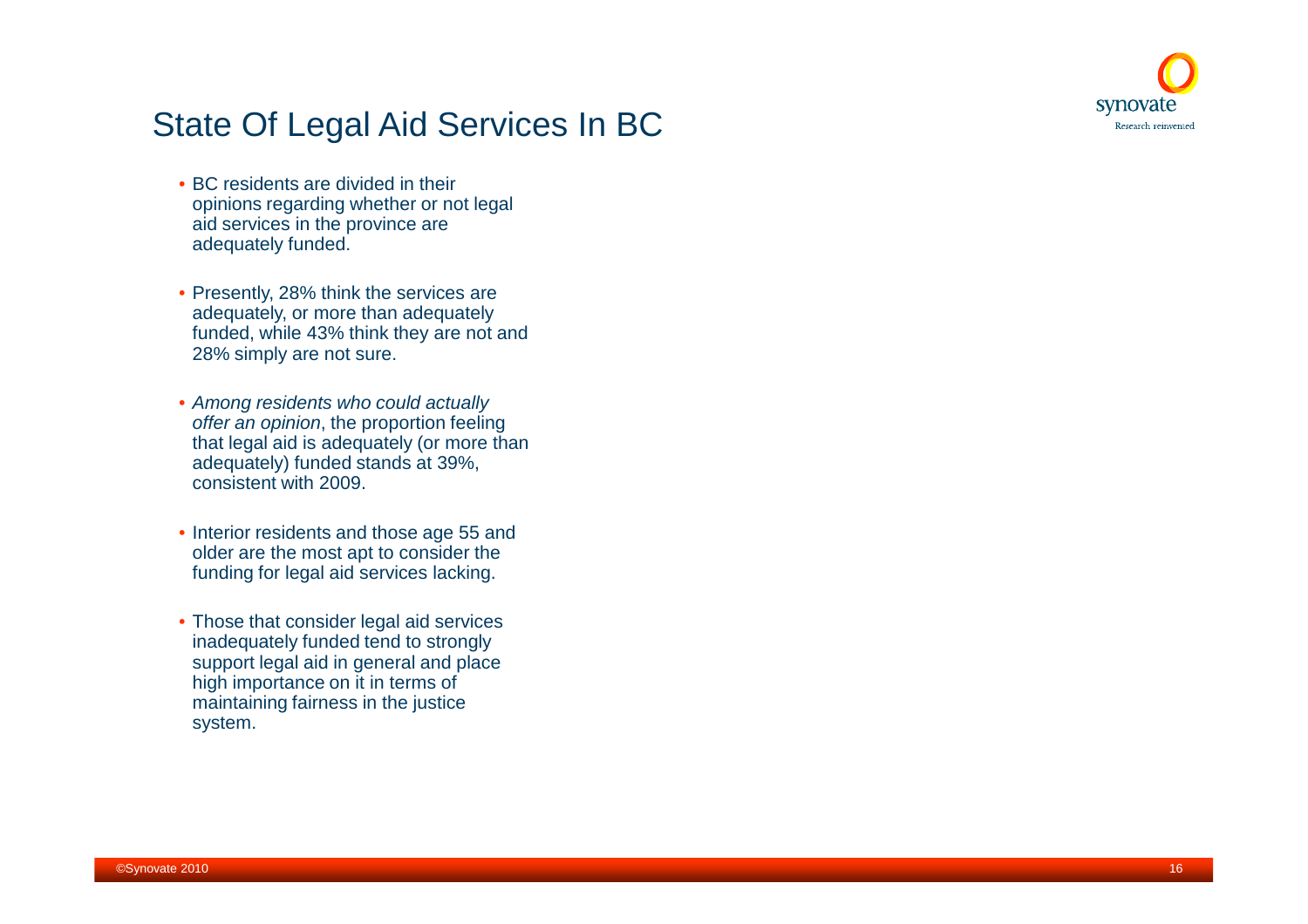# State Of Legal Aid Services In BC

- BC residents are divided in their opinions regarding whether or not legal aid services in the province are adequately funded.
- Presently, 28% think the services are adequately, or more than adequately funded, while 43% think they are not and 28% simply are not sure.
- *Among residents who could actually offer an opinion*, the proportion feeling that legal aid is adequately (or more than adequately) funded stands at 39%, consistent with 2009.
- Interior residents and those age 55 and older are the most apt to consider the funding for legal aid services lacking.
- Those that consider legal aid services inadequately funded tend to strongly support legal aid in general and place high importance on it in terms of maintaining fairness in the justice system.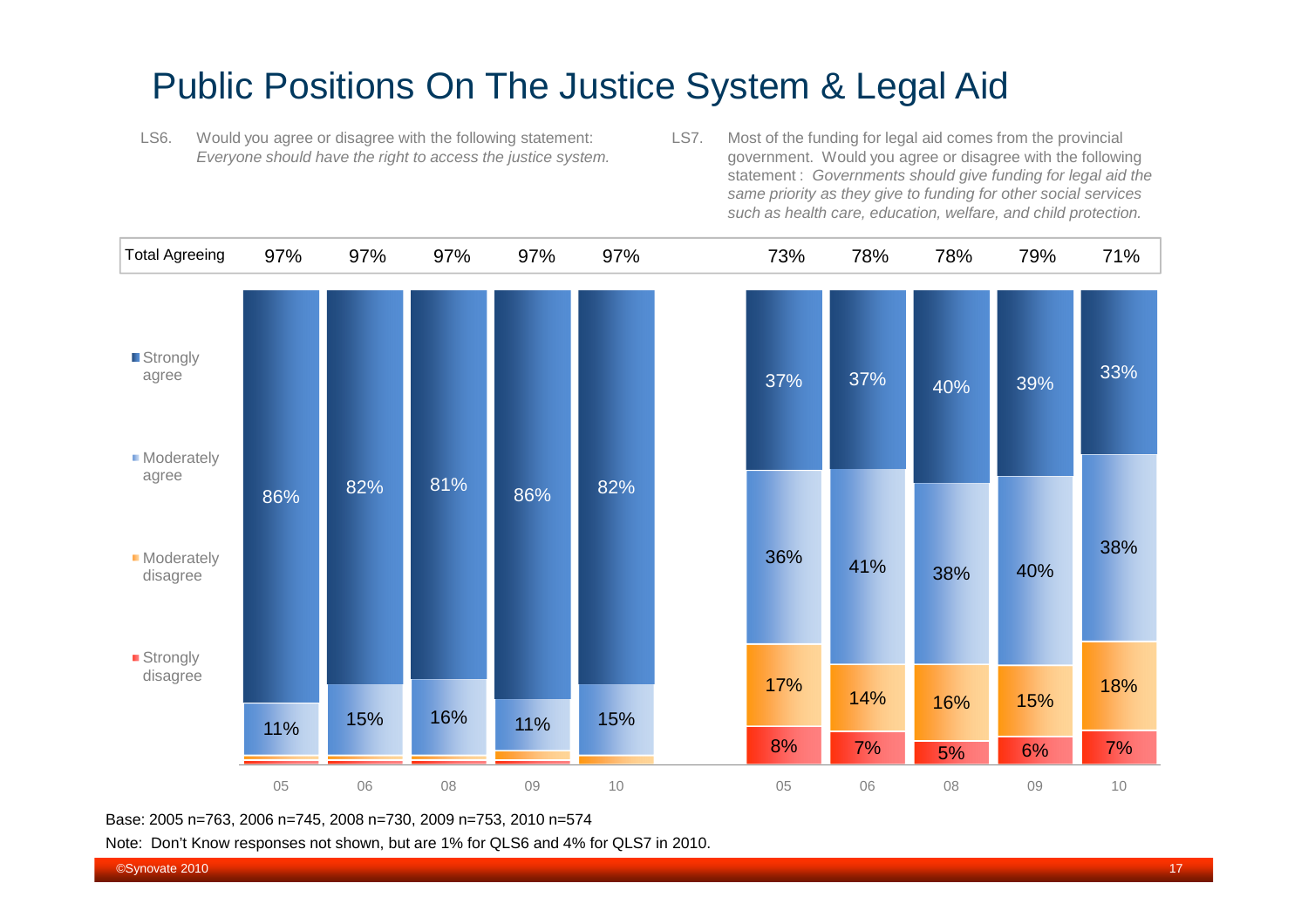# Public Positions On The Justice System & Legal Aid

LS6. Would you agree or disagree with the following statement: *Everyone should have the right to access the justice system.*

LS7. Most of the funding for legal aid comes from the provincial government. Would you agree or disagree with the following statement : *Governments should give funding for legal aid the same priority as they give to funding for other social services such as health care, education, welfare, and child protection.*

| | LS6 05 | LS6 06 | LS6 08 | LS6 09 | LS6 10 | LS7 05 | LS7 06 | LS7 08 | LS7 09 | LS7 10 |
|---|---|---|---|---|---|---|---|---|---|---|
| Total Agreeing | 97% | 97% | 97% | 97% | 97% | 73% | 78% | 78% | 79% | 71% |
| Strongly agree | 86% | 82% | 81% | 86% | 82% | 37% | 37% | 40% | 39% | 33% |
| Moderately agree | 11% | 15% | 16% | 11% | 15% | 36% | 41% | 38% | 40% | 38% |
| Moderately disagree | | | | | | 17% | 14% | 16% | 15% | 18% |
| Strongly disagree | | | | | | 8% | 7% | 5% | 6% | 7% |

Base: 2005 n=763, 2006 n=745, 2008 n=730, 2009 n=753, 2010 n=574

Note: Don't Know responses not shown, but are 1% for QLS6 and 4% for QLS7 in 2010.

©Synovate 2010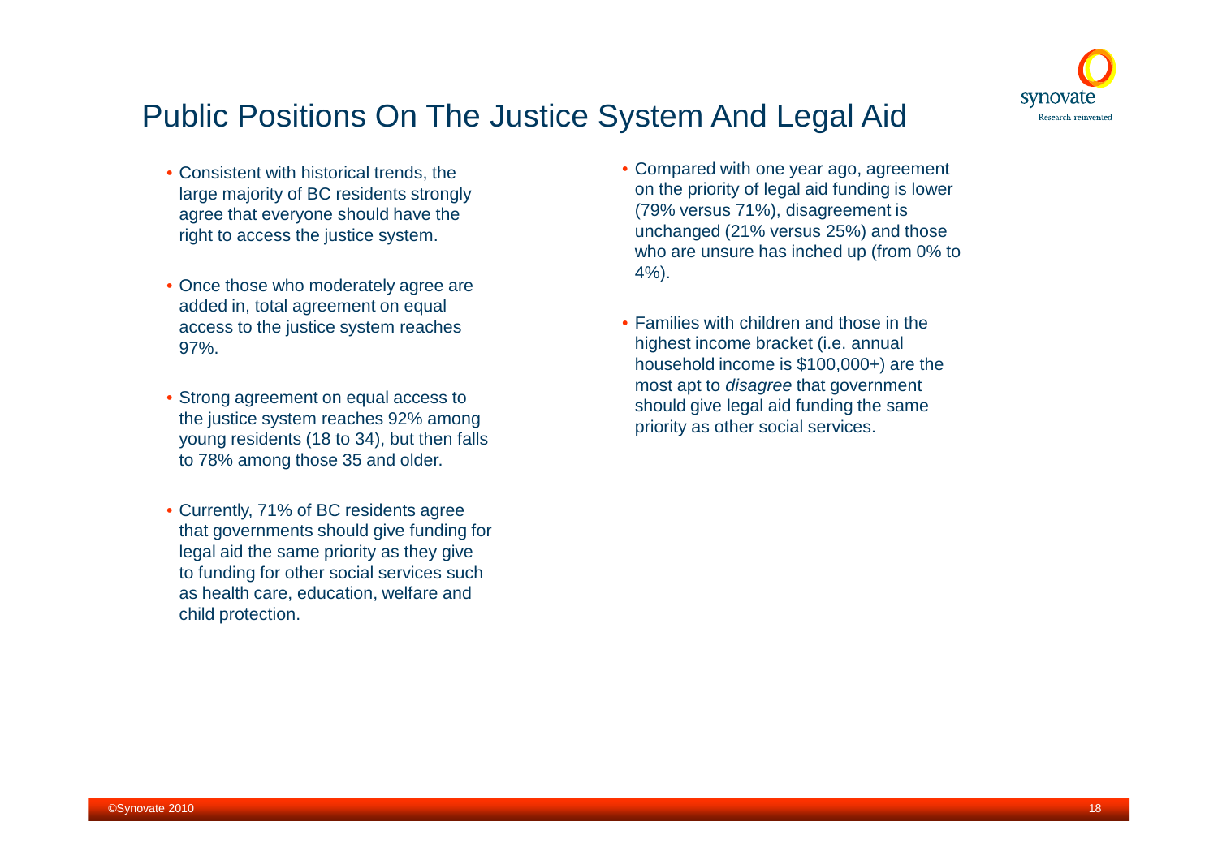# Public Positions On The Justice System And Legal Aid

- Consistent with historical trends, the large majority of BC residents strongly agree that everyone should have the right to access the justice system.
- Once those who moderately agree are added in, total agreement on equal access to the justice system reaches 97%.
- Strong agreement on equal access to the justice system reaches 92% among young residents (18 to 34), but then falls to 78% among those 35 and older.
- Currently, 71% of BC residents agree that governments should give funding for legal aid the same priority as they give to funding for other social services such as health care, education, welfare and child protection.
- Compared with one year ago, agreement on the priority of legal aid funding is lower (79% versus 71%), disagreement is unchanged (21% versus 25%) and those who are unsure has inched up (from 0% to 4%).
- Families with children and those in the highest income bracket (i.e. annual household income is $100,000+) are the most apt to *disagree* that government should give legal aid funding the same priority as other social services.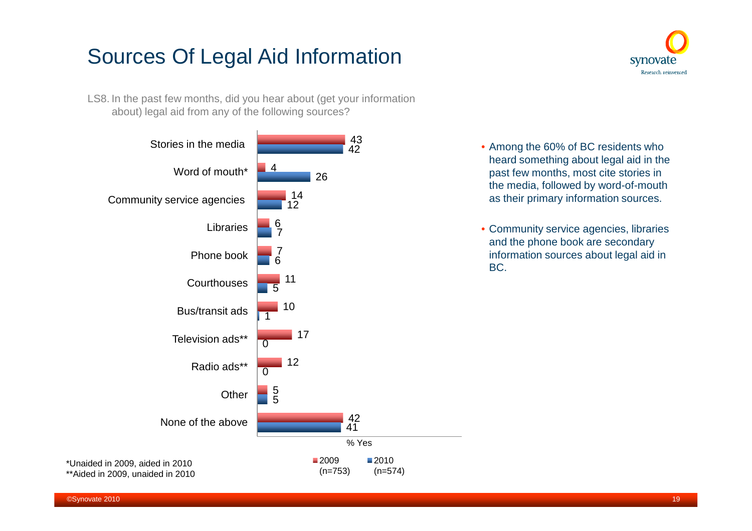# Sources Of Legal Aid Information

LS8. In the past few months, did you hear about (get your information about) legal aid from any of the following sources?

| Source | 2009 (n=753) | 2010 (n=574) |
|---|---|---|
| Stories in the media | 43 | 42 |
| Word of mouth* | 4 | 26 |
| Community service agencies | 14 | 12 |
| Libraries | 6 | 7 |
| Phone book | 7 | 6 |
| Courthouses | 11 | 5 |
| Bus/transit ads | 10 | 1 |
| Television ads** | 17 | 0 |
| Radio ads** | 12 | 0 |
| Other | 5 | 5 |
| None of the above | 42 | 41 |

% Yes

*Unaided in 2009, aided in 2010
**Aided in 2009, unaided in 2010

- Among the 60% of BC residents who heard something about legal aid in the past few months, most cite stories in the media, followed by word-of-mouth as their primary information sources.
- Community service agencies, libraries and the phone book are secondary information sources about legal aid in BC.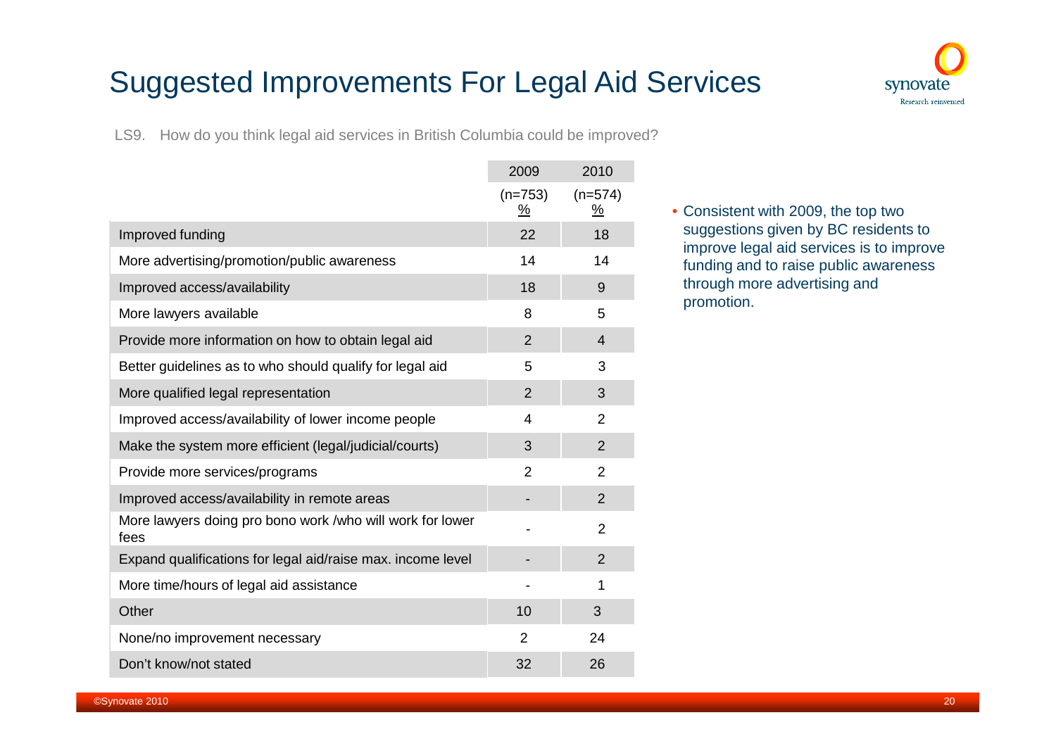# Suggested Improvements For Legal Aid Services

LS9. How do you think legal aid services in British Columbia could be improved?

| | 2009 (n=753) % | 2010 (n=574) % |
|---|---|---|
| Improved funding | 22 | 18 |
| More advertising/promotion/public awareness | 14 | 14 |
| Improved access/availability | 18 | 9 |
| More lawyers available | 8 | 5 |
| Provide more information on how to obtain legal aid | 2 | 4 |
| Better guidelines as to who should qualify for legal aid | 5 | 3 |
| More qualified legal representation | 2 | 3 |
| Improved access/availability of lower income people | 4 | 2 |
| Make the system more efficient (legal/judicial/courts) | 3 | 2 |
| Provide more services/programs | 2 | 2 |
| Improved access/availability in remote areas | - | 2 |
| More lawyers doing pro bono work /who will work for lower fees | - | 2 |
| Expand qualifications for legal aid/raise max. income level | - | 2 |
| More time/hours of legal aid assistance | - | 1 |
| Other | 10 | 3 |
| None/no improvement necessary | 2 | 24 |
| Don't know/not stated | 32 | 26 |

- Consistent with 2009, the top two suggestions given by BC residents to improve legal aid services is to improve funding and to raise public awareness through more advertising and promotion.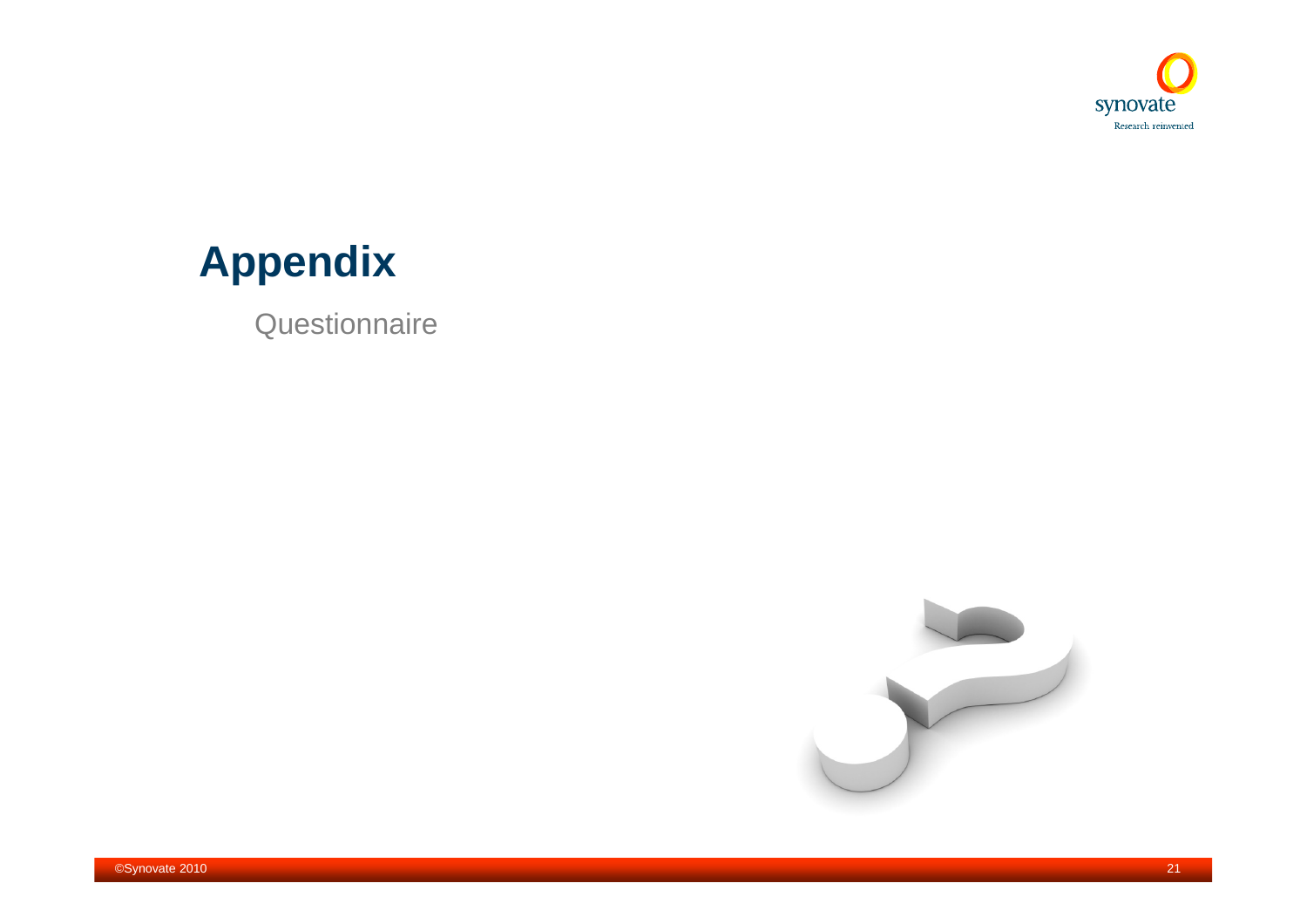# Appendix

Questionnaire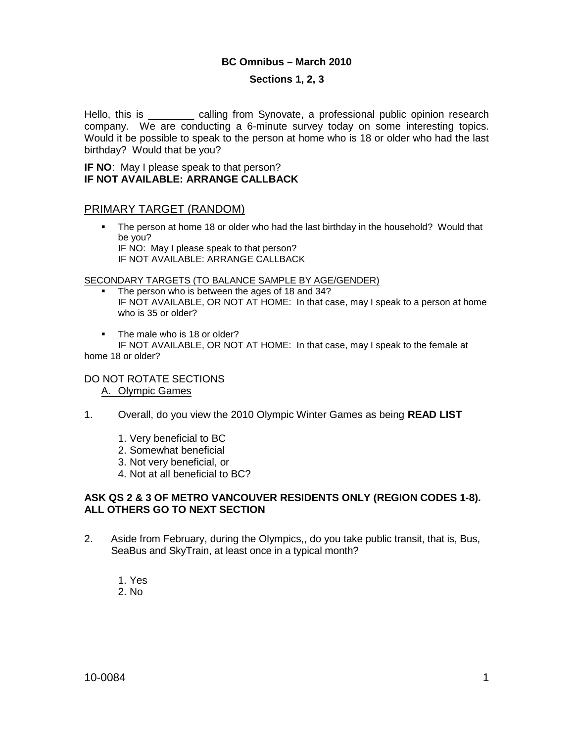**BC Omnibus – March 2010**

**Sections 1, 2, 3**

Hello, this is ________ calling from Synovate, a professional public opinion research company. We are conducting a 6-minute survey today on some interesting topics. Would it be possible to speak to the person at home who is 18 or older who had the last birthday? Would that be you?

**IF NO**: May I please speak to that person?
**IF NOT AVAILABLE: ARRANGE CALLBACK**

## PRIMARY TARGET (RANDOM)

- The person at home 18 or older who had the last birthday in the household? Would that be you?
  IF NO: May I please speak to that person?
  IF NOT AVAILABLE: ARRANGE CALLBACK

SECONDARY TARGETS (TO BALANCE SAMPLE BY AGE/GENDER)

- The person who is between the ages of 18 and 34?
  IF NOT AVAILABLE, OR NOT AT HOME: In that case, may I speak to a person at home who is 35 or older?

- The male who is 18 or older?
  IF NOT AVAILABLE, OR NOT AT HOME: In that case, may I speak to the female at home 18 or older?

DO NOT ROTATE SECTIONS

A. Olympic Games

1. Overall, do you view the 2010 Olympic Winter Games as being **READ LIST**

   1. Very beneficial to BC
   2. Somewhat beneficial
   3. Not very beneficial, or
   4. Not at all beneficial to BC?

**ASK QS 2 & 3 OF METRO VANCOUVER RESIDENTS ONLY (REGION CODES 1-8). ALL OTHERS GO TO NEXT SECTION**

2. Aside from February, during the Olympics,, do you take public transit, that is, Bus, SeaBus and SkyTrain, at least once in a typical month?

   1. Yes
   2. No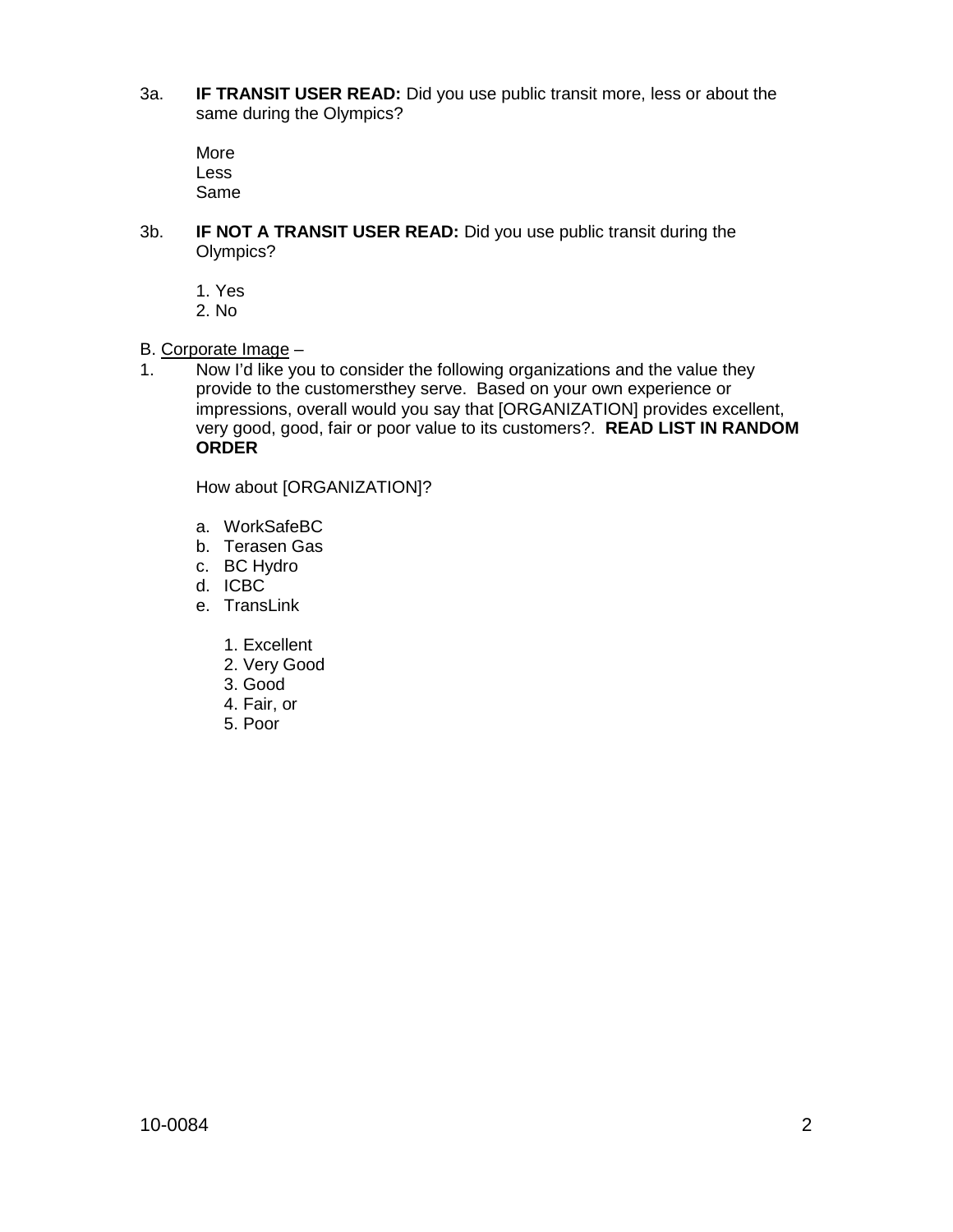3a. **IF TRANSIT USER READ:** Did you use public transit more, less or about the same during the Olympics?

More
Less
Same

3b. **IF NOT A TRANSIT USER READ:** Did you use public transit during the Olympics?

1. Yes
2. No

B. Corporate Image –

1. Now I'd like you to consider the following organizations and the value they provide to the customersthey serve. Based on your own experience or impressions, overall would you say that [ORGANIZATION] provides excellent, very good, good, fair or poor value to its customers?. **READ LIST IN RANDOM ORDER**

   How about [ORGANIZATION]?

   a. WorkSafeBC
   b. Terasen Gas
   c. BC Hydro
   d. ICBC
   e. TransLink

      1. Excellent
      2. Very Good
      3. Good
      4. Fair, or
      5. Poor

10-0084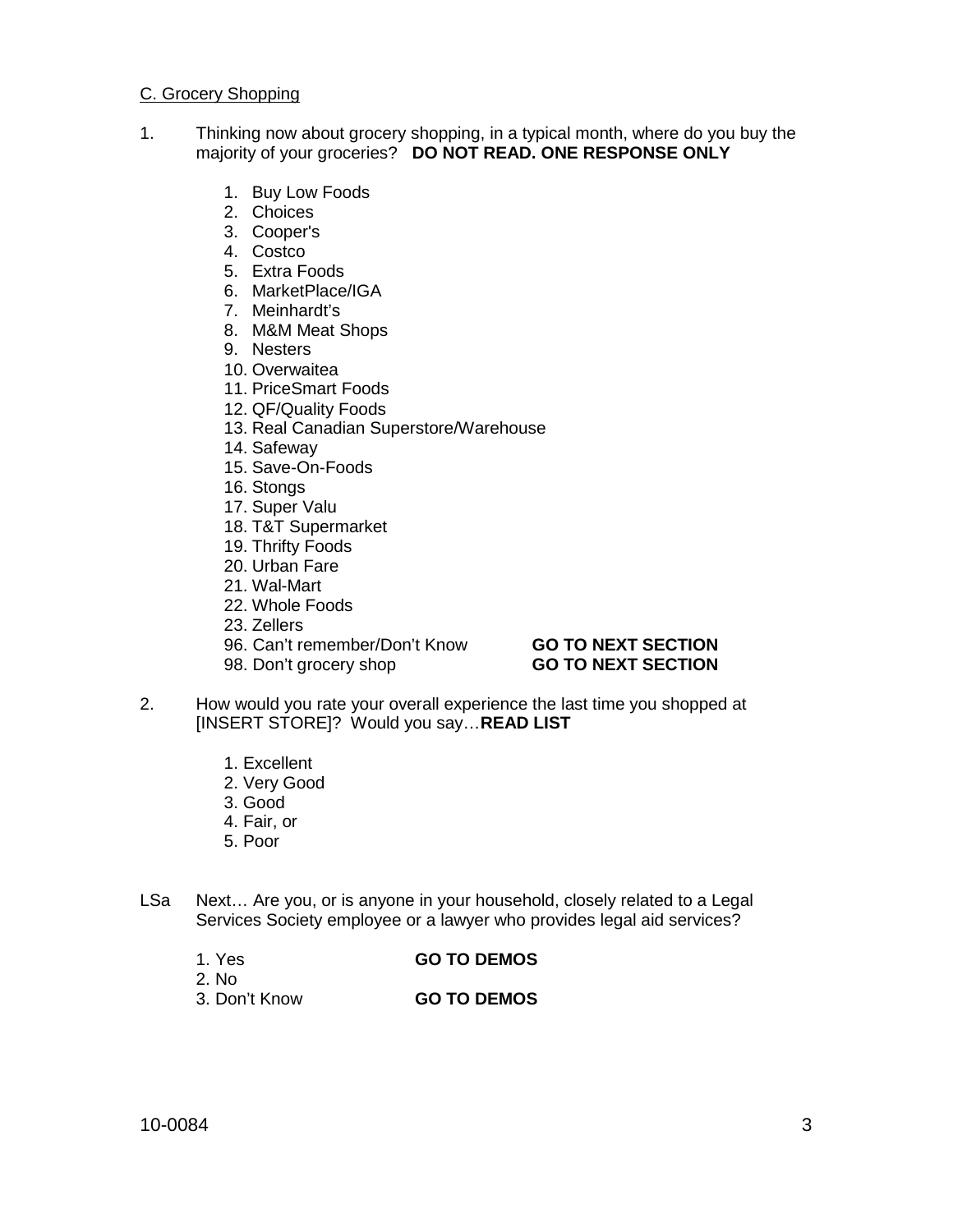C. Grocery Shopping

1. Thinking now about grocery shopping, in a typical month, where do you buy the majority of your groceries? **DO NOT READ. ONE RESPONSE ONLY**

   1. Buy Low Foods
   2. Choices
   3. Cooper's
   4. Costco
   5. Extra Foods
   6. MarketPlace/IGA
   7. Meinhardt's
   8. M&M Meat Shops
   9. Nesters
   10. Overwaitea
   11. PriceSmart Foods
   12. QF/Quality Foods
   13. Real Canadian Superstore/Warehouse
   14. Safeway
   15. Save-On-Foods
   16. Stongs
   17. Super Valu
   18. T&T Supermarket
   19. Thrifty Foods
   20. Urban Fare
   21. Wal-Mart
   22. Whole Foods
   23. Zellers

   96. Can't remember/Don't Know **GO TO NEXT SECTION**
   98. Don't grocery shop **GO TO NEXT SECTION**

2. How would you rate your overall experience the last time you shopped at [INSERT STORE]? Would you say…**READ LIST**

   1. Excellent
   2. Very Good
   3. Good
   4. Fair, or
   5. Poor

LSa Next… Are you, or is anyone in your household, closely related to a Legal Services Society employee or a lawyer who provides legal aid services?

   1. Yes **GO TO DEMOS**
   2. No
   3. Don't Know **GO TO DEMOS**

10-0084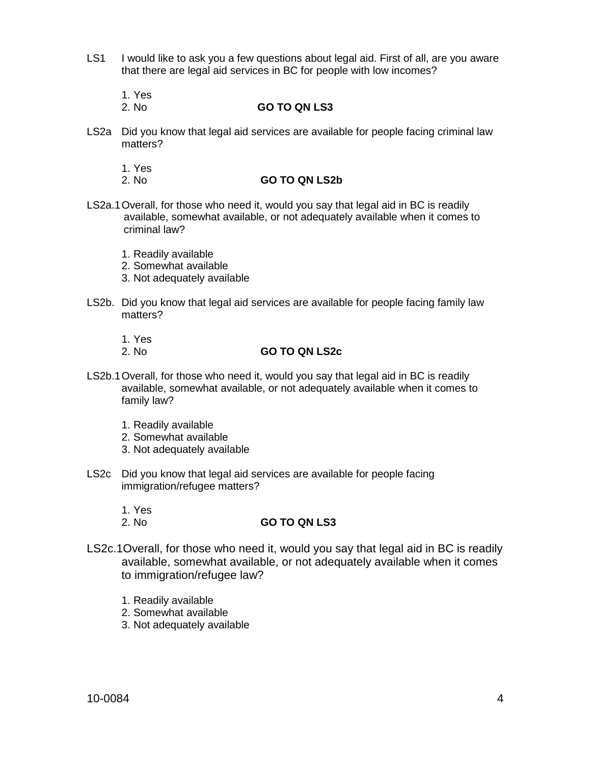LS1 I would like to ask you a few questions about legal aid. First of all, are you aware that there are legal aid services in BC for people with low incomes?

1. Yes
2. No **GO TO QN LS3**

LS2a Did you know that legal aid services are available for people facing criminal law matters?

1. Yes
2. No **GO TO QN LS2b**

LS2a.1 Overall, for those who need it, would you say that legal aid in BC is readily available, somewhat available, or not adequately available when it comes to criminal law?

1. Readily available
2. Somewhat available
3. Not adequately available

LS2b. Did you know that legal aid services are available for people facing family law matters?

1. Yes
2. No **GO TO QN LS2c**

LS2b.1 Overall, for those who need it, would you say that legal aid in BC is readily available, somewhat available, or not adequately available when it comes to family law?

1. Readily available
2. Somewhat available
3. Not adequately available

LS2c Did you know that legal aid services are available for people facing immigration/refugee matters?

1. Yes
2. No **GO TO QN LS3**

LS2c.1 Overall, for those who need it, would you say that legal aid in BC is readily available, somewhat available, or not adequately available when it comes to immigration/refugee law?

1. Readily available
2. Somewhat available
3. Not adequately available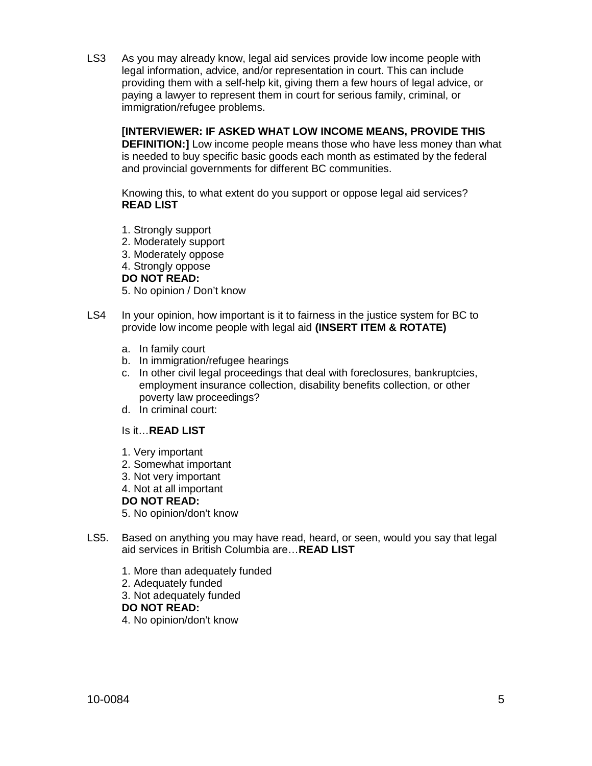LS3 As you may already know, legal aid services provide low income people with legal information, advice, and/or representation in court. This can include providing them with a self-help kit, giving them a few hours of legal advice, or paying a lawyer to represent them in court for serious family, criminal, or immigration/refugee problems.

**[INTERVIEWER: IF ASKED WHAT LOW INCOME MEANS, PROVIDE THIS DEFINITION:]** Low income people means those who have less money than what is needed to buy specific basic goods each month as estimated by the federal and provincial governments for different BC communities.

Knowing this, to what extent do you support or oppose legal aid services? **READ LIST**

1. Strongly support
2. Moderately support
3. Moderately oppose
4. Strongly oppose

**DO NOT READ:**

5. No opinion / Don't know

LS4 In your opinion, how important is it to fairness in the justice system for BC to provide low income people with legal aid **(INSERT ITEM & ROTATE)**

a. In family court
b. In immigration/refugee hearings
c. In other civil legal proceedings that deal with foreclosures, bankruptcies, employment insurance collection, disability benefits collection, or other poverty law proceedings?
d. In criminal court:

Is it…**READ LIST**

1. Very important
2. Somewhat important
3. Not very important
4. Not at all important

**DO NOT READ:**

5. No opinion/don't know

LS5. Based on anything you may have read, heard, or seen, would you say that legal aid services in British Columbia are…**READ LIST**

1. More than adequately funded
2. Adequately funded
3. Not adequately funded

**DO NOT READ:**

4. No opinion/don't know

10-0084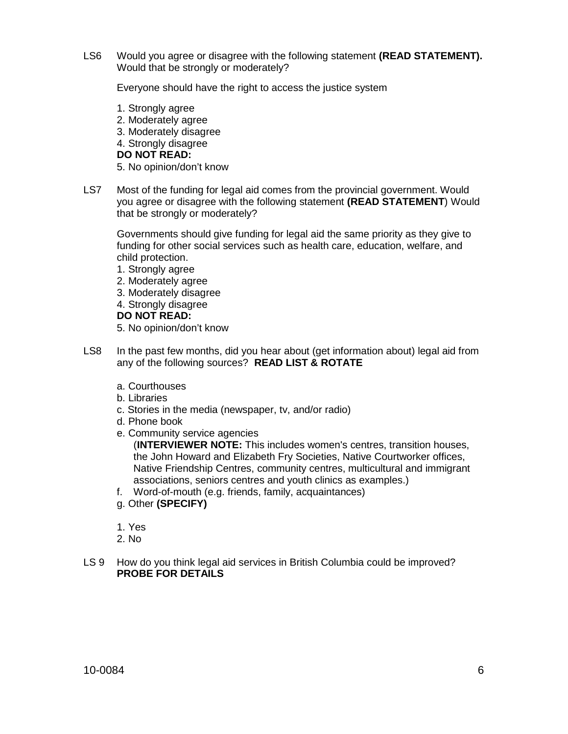LS6 Would you agree or disagree with the following statement **(READ STATEMENT).** Would that be strongly or moderately?

Everyone should have the right to access the justice system

1. Strongly agree
2. Moderately agree
3. Moderately disagree
4. Strongly disagree

**DO NOT READ:**

5. No opinion/don't know

LS7 Most of the funding for legal aid comes from the provincial government. Would you agree or disagree with the following statement **(READ STATEMENT)** Would that be strongly or moderately?

Governments should give funding for legal aid the same priority as they give to funding for other social services such as health care, education, welfare, and child protection.

1. Strongly agree
2. Moderately agree
3. Moderately disagree
4. Strongly disagree

**DO NOT READ:**

5. No opinion/don't know

LS8 In the past few months, did you hear about (get information about) legal aid from any of the following sources? **READ LIST & ROTATE**

a. Courthouses
b. Libraries
c. Stories in the media (newspaper, tv, and/or radio)
d. Phone book
e. Community service agencies
   (**INTERVIEWER NOTE:** This includes women's centres, transition houses, the John Howard and Elizabeth Fry Societies, Native Courtworker offices, Native Friendship Centres, community centres, multicultural and immigrant associations, seniors centres and youth clinics as examples.)
f. Word-of-mouth (e.g. friends, family, acquaintances)
g. Other **(SPECIFY)**

1. Yes
2. No

LS 9 How do you think legal aid services in British Columbia could be improved? **PROBE FOR DETAILS**

10-0084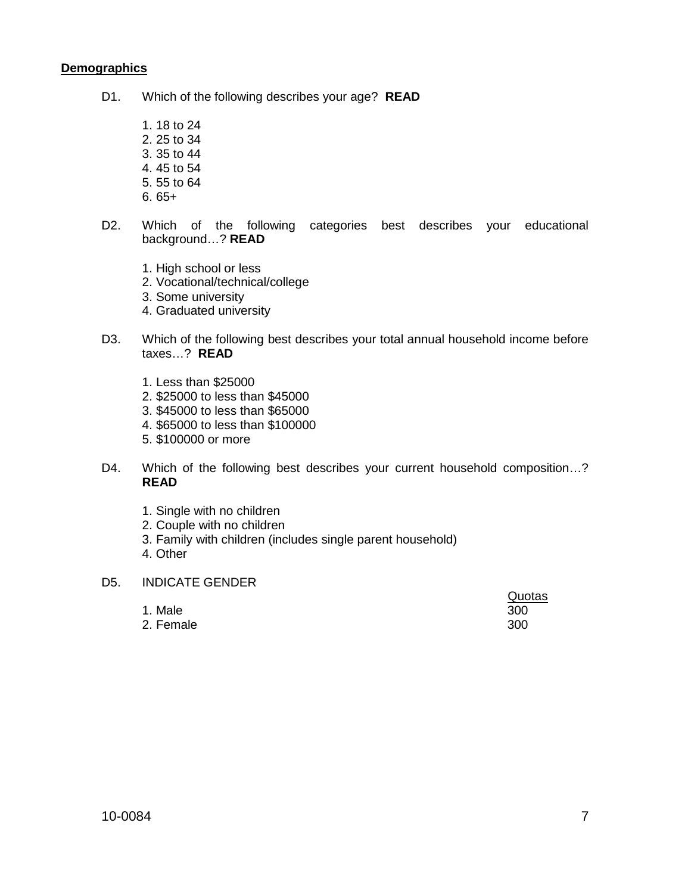**Demographics**

D1. Which of the following describes your age? **READ**

1. 18 to 24
2. 25 to 34
3. 35 to 44
4. 45 to 54
5. 55 to 64
6. 65+

D2. Which of the following categories best describes your educational background…? **READ**

1. High school or less
2. Vocational/technical/college
3. Some university
4. Graduated university

D3. Which of the following best describes your total annual household income before taxes…? **READ**

1. Less than $25000
2. $25000 to less than $45000
3. $45000 to less than $65000
4. $65000 to less than $100000
5. $100000 or more

D4. Which of the following best describes your current household composition…? **READ**

1. Single with no children
2. Couple with no children
3. Family with children (includes single parent household)
4. Other

D5. INDICATE GENDER

| | Quotas |
|---|---|
| 1. Male | 300 |
| 2. Female | 300 |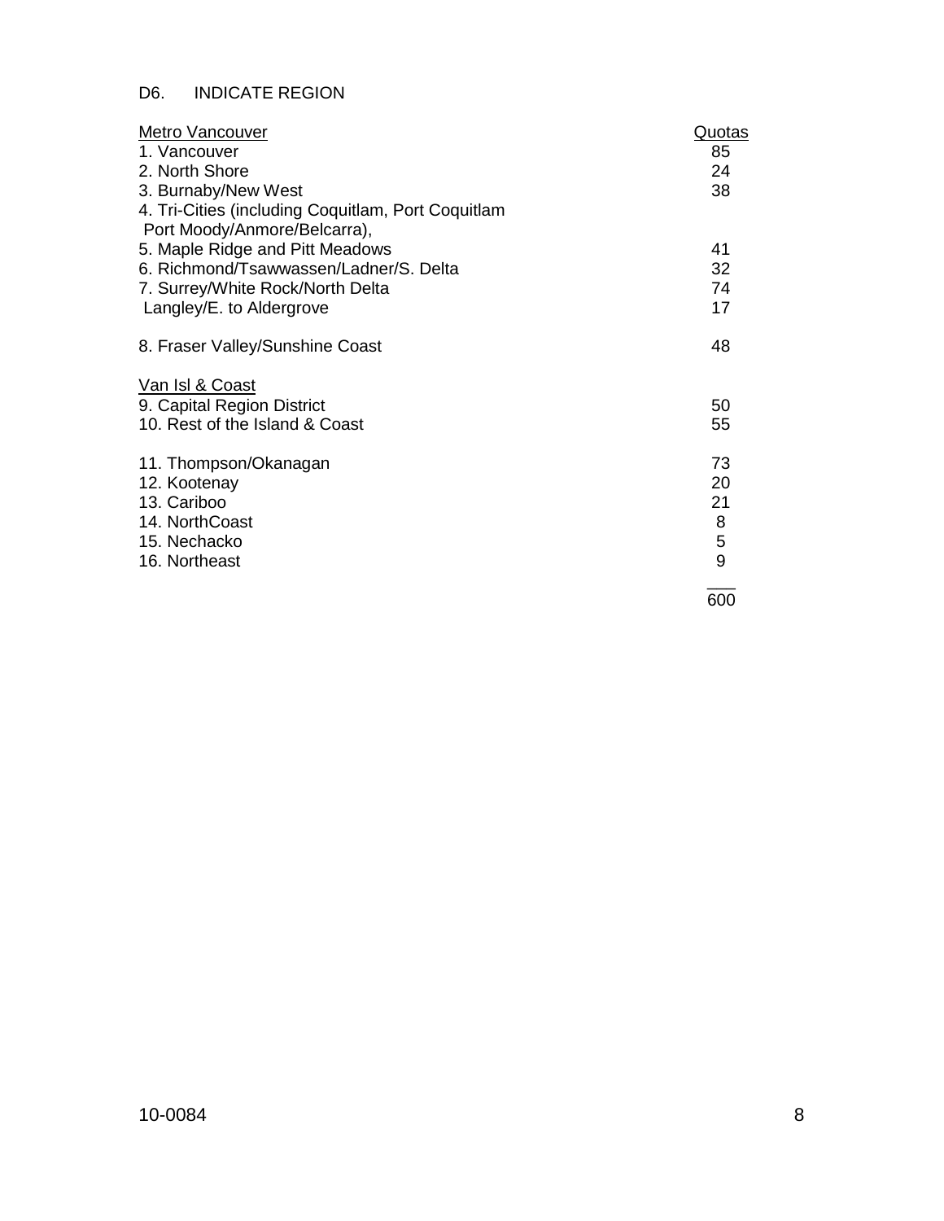D6. INDICATE REGION

| Metro Vancouver | Quotas |
| --- | --- |
| 1. Vancouver | 85 |
| 2. North Shore | 24 |
| 3. Burnaby/New West | 38 |
| 4. Tri-Cities (including Coquitlam, Port Coquitlam Port Moody/Anmore/Belcarra), | |
| 5. Maple Ridge and Pitt Meadows | 41 |
| 6. Richmond/Tsawwassen/Ladner/S. Delta | 32 |
| 7. Surrey/White Rock/North Delta | 74 |
| Langley/E. to Aldergrove | 17 |
| 8. Fraser Valley/Sunshine Coast | 48 |
| Van Isl & Coast | |
| 9. Capital Region District | 50 |
| 10. Rest of the Island & Coast | 55 |
| 11. Thompson/Okanagan | 73 |
| 12. Kootenay | 20 |
| 13. Cariboo | 21 |
| 14. NorthCoast | 8 |
| 15. Nechacko | 5 |
| 16. Northeast | 9 |
| | 600 |

10-0084